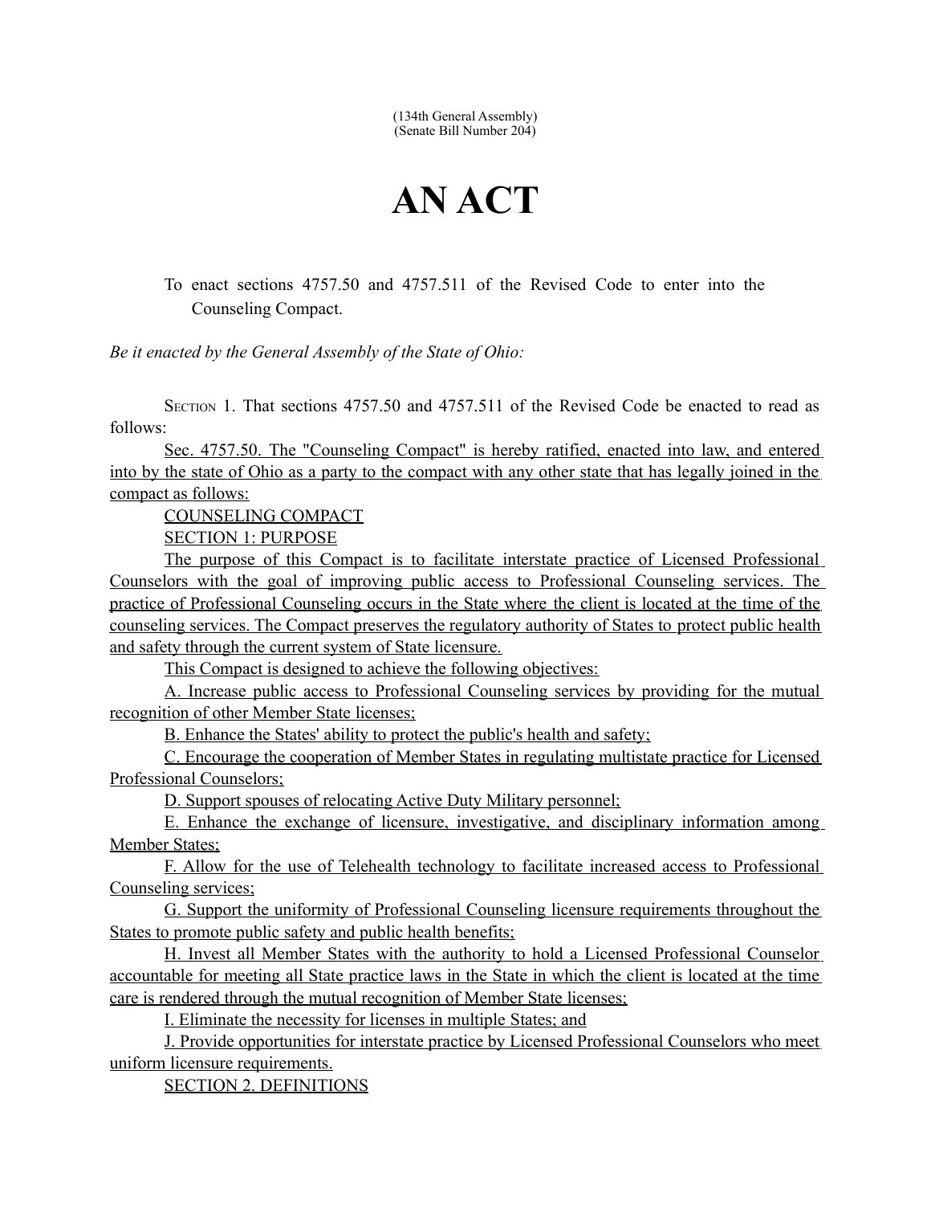(134th General Assembly)
(Senate Bill Number 204)

# AN ACT

To enact sections 4757.50 and 4757.511 of the Revised Code to enter into the Counseling Compact.

*Be it enacted by the General Assembly of the State of Ohio:*

SECTION 1. That sections 4757.50 and 4757.511 of the Revised Code be enacted to read as follows:

Sec. 4757.50. The "Counseling Compact" is hereby ratified, enacted into law, and entered into by the state of Ohio as a party to the compact with any other state that has legally joined in the compact as follows:

COUNSELING COMPACT

SECTION 1: PURPOSE

The purpose of this Compact is to facilitate interstate practice of Licensed Professional Counselors with the goal of improving public access to Professional Counseling services. The practice of Professional Counseling occurs in the State where the client is located at the time of the counseling services. The Compact preserves the regulatory authority of States to protect public health and safety through the current system of State licensure.

This Compact is designed to achieve the following objectives:

A. Increase public access to Professional Counseling services by providing for the mutual recognition of other Member State licenses;

B. Enhance the States' ability to protect the public's health and safety;

C. Encourage the cooperation of Member States in regulating multistate practice for Licensed Professional Counselors;

D. Support spouses of relocating Active Duty Military personnel;

E. Enhance the exchange of licensure, investigative, and disciplinary information among Member States;

F. Allow for the use of Telehealth technology to facilitate increased access to Professional Counseling services;

G. Support the uniformity of Professional Counseling licensure requirements throughout the States to promote public safety and public health benefits;

H. Invest all Member States with the authority to hold a Licensed Professional Counselor accountable for meeting all State practice laws in the State in which the client is located at the time care is rendered through the mutual recognition of Member State licenses;

I. Eliminate the necessity for licenses in multiple States; and

J. Provide opportunities for interstate practice by Licensed Professional Counselors who meet uniform licensure requirements.

SECTION 2. DEFINITIONS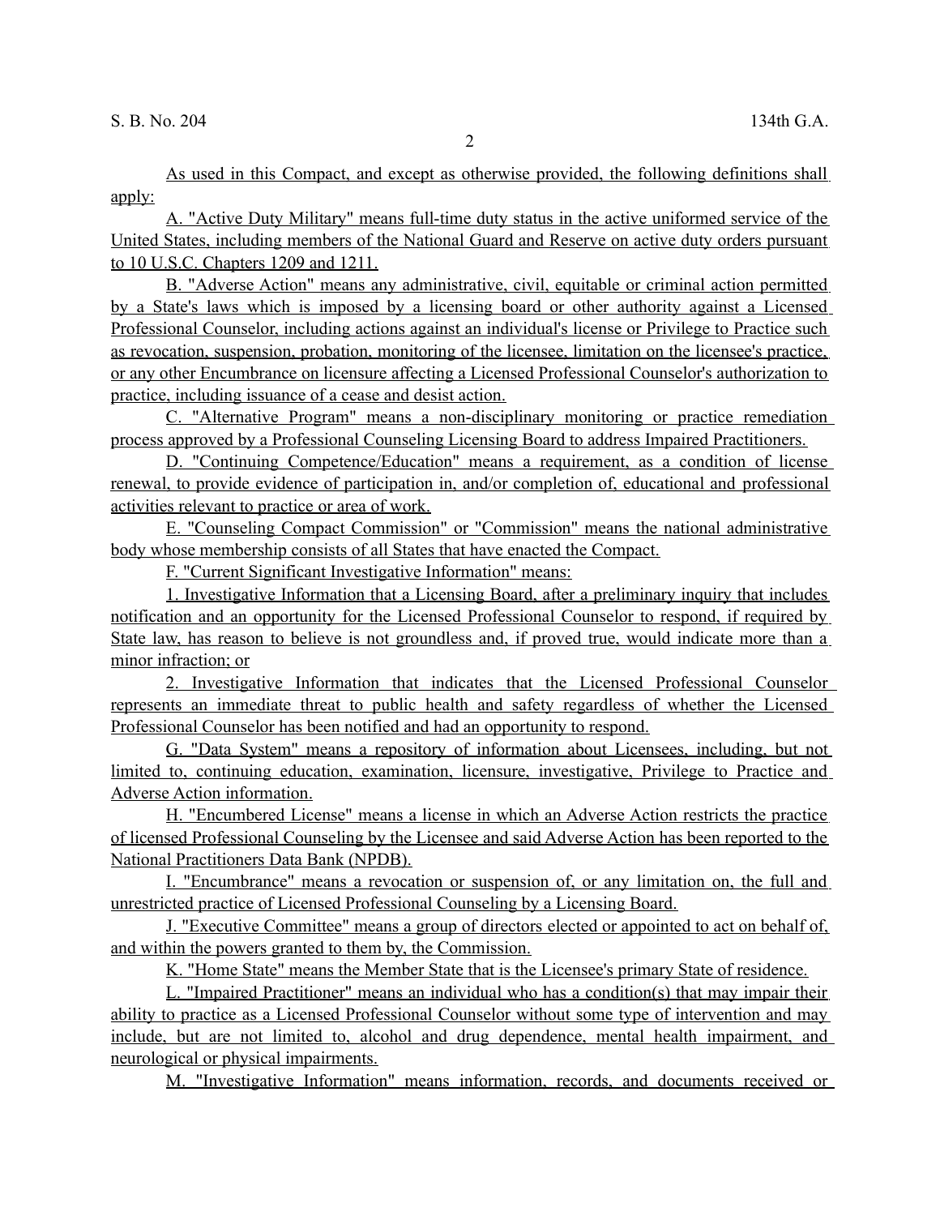As used in this Compact, and except as otherwise provided, the following definitions shall apply:

A. "Active Duty Military" means full-time duty status in the active uniformed service of the United States, including members of the National Guard and Reserve on active duty orders pursuant to 10 U.S.C. Chapters 1209 and 1211.

B. "Adverse Action" means any administrative, civil, equitable or criminal action permitted by a State's laws which is imposed by a licensing board or other authority against a Licensed Professional Counselor, including actions against an individual's license or Privilege to Practice such as revocation, suspension, probation, monitoring of the licensee, limitation on the licensee's practice, or any other Encumbrance on licensure affecting a Licensed Professional Counselor's authorization to practice, including issuance of a cease and desist action.

C. "Alternative Program" means a non-disciplinary monitoring or practice remediation process approved by a Professional Counseling Licensing Board to address Impaired Practitioners.

D. "Continuing Competence/Education" means a requirement, as a condition of license renewal, to provide evidence of participation in, and/or completion of, educational and professional activities relevant to practice or area of work.

E. "Counseling Compact Commission" or "Commission" means the national administrative body whose membership consists of all States that have enacted the Compact.

F. "Current Significant Investigative Information" means:

1. Investigative Information that a Licensing Board, after a preliminary inquiry that includes notification and an opportunity for the Licensed Professional Counselor to respond, if required by State law, has reason to believe is not groundless and, if proved true, would indicate more than a minor infraction; or

2. Investigative Information that indicates that the Licensed Professional Counselor represents an immediate threat to public health and safety regardless of whether the Licensed Professional Counselor has been notified and had an opportunity to respond.

G. "Data System" means a repository of information about Licensees, including, but not limited to, continuing education, examination, licensure, investigative, Privilege to Practice and Adverse Action information.

H. "Encumbered License" means a license in which an Adverse Action restricts the practice of licensed Professional Counseling by the Licensee and said Adverse Action has been reported to the National Practitioners Data Bank (NPDB).

I. "Encumbrance" means a revocation or suspension of, or any limitation on, the full and unrestricted practice of Licensed Professional Counseling by a Licensing Board.

J. "Executive Committee" means a group of directors elected or appointed to act on behalf of, and within the powers granted to them by, the Commission.

K. "Home State" means the Member State that is the Licensee's primary State of residence.

L. "Impaired Practitioner" means an individual who has a condition(s) that may impair their ability to practice as a Licensed Professional Counselor without some type of intervention and may include, but are not limited to, alcohol and drug dependence, mental health impairment, and neurological or physical impairments.

M. "Investigative Information" means information, records, and documents received or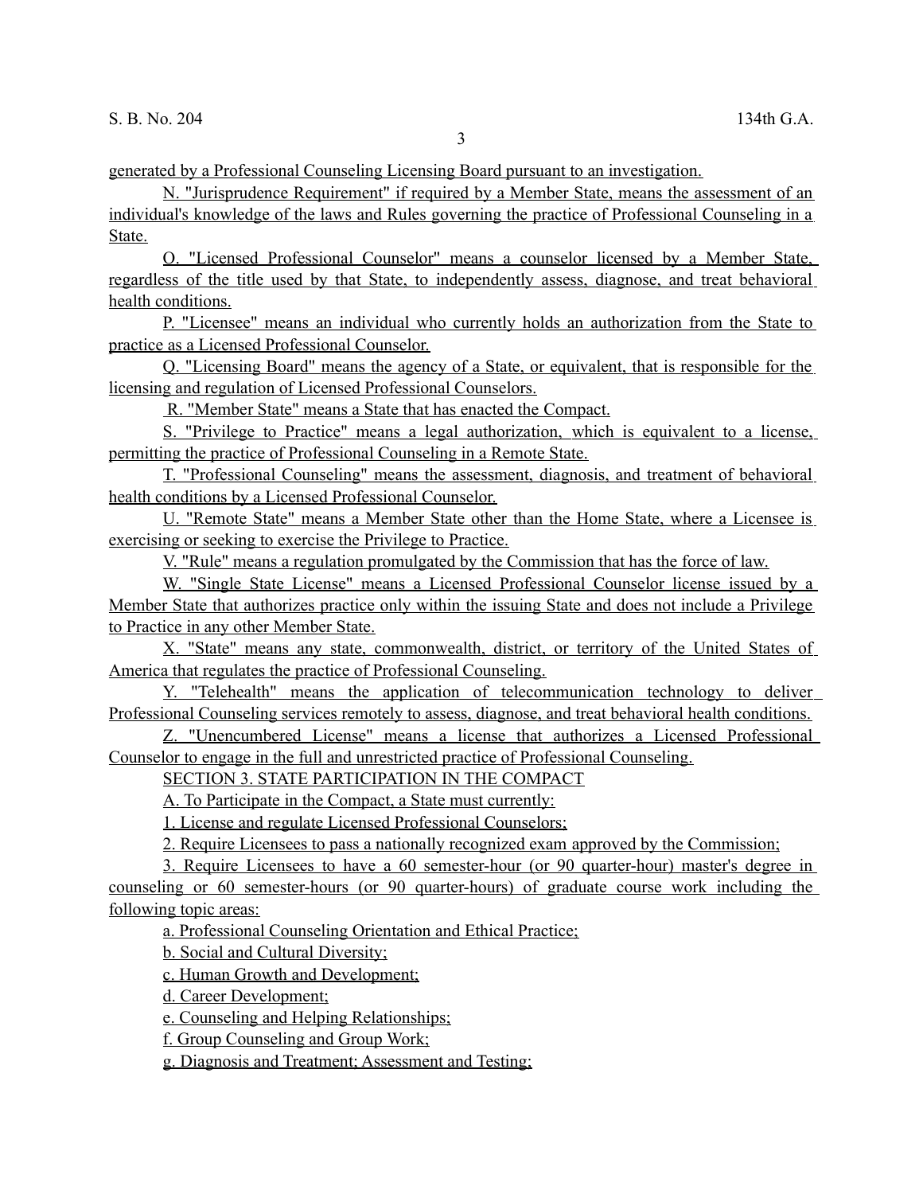generated by a Professional Counseling Licensing Board pursuant to an investigation.

N. "Jurisprudence Requirement" if required by a Member State, means the assessment of an individual's knowledge of the laws and Rules governing the practice of Professional Counseling in a State.

O. "Licensed Professional Counselor" means a counselor licensed by a Member State, regardless of the title used by that State, to independently assess, diagnose, and treat behavioral health conditions.

P. "Licensee" means an individual who currently holds an authorization from the State to practice as a Licensed Professional Counselor.

Q. "Licensing Board" means the agency of a State, or equivalent, that is responsible for the licensing and regulation of Licensed Professional Counselors.

R. "Member State" means a State that has enacted the Compact.

S. "Privilege to Practice" means a legal authorization, which is equivalent to a license, permitting the practice of Professional Counseling in a Remote State.

T. "Professional Counseling" means the assessment, diagnosis, and treatment of behavioral health conditions by a Licensed Professional Counselor.

U. "Remote State" means a Member State other than the Home State, where a Licensee is exercising or seeking to exercise the Privilege to Practice.

V. "Rule" means a regulation promulgated by the Commission that has the force of law.

W. "Single State License" means a Licensed Professional Counselor license issued by a Member State that authorizes practice only within the issuing State and does not include a Privilege to Practice in any other Member State.

X. "State" means any state, commonwealth, district, or territory of the United States of America that regulates the practice of Professional Counseling.

Y. "Telehealth" means the application of telecommunication technology to deliver Professional Counseling services remotely to assess, diagnose, and treat behavioral health conditions.

Z. "Unencumbered License" means a license that authorizes a Licensed Professional Counselor to engage in the full and unrestricted practice of Professional Counseling.

SECTION 3. STATE PARTICIPATION IN THE COMPACT

A. To Participate in the Compact, a State must currently:

1. License and regulate Licensed Professional Counselors;

2. Require Licensees to pass a nationally recognized exam approved by the Commission;

3. Require Licensees to have a 60 semester-hour (or 90 quarter-hour) master's degree in counseling or 60 semester-hours (or 90 quarter-hours) of graduate course work including the following topic areas:

a. Professional Counseling Orientation and Ethical Practice;

b. Social and Cultural Diversity;

c. Human Growth and Development;

d. Career Development;

e. Counseling and Helping Relationships;

f. Group Counseling and Group Work;

g. Diagnosis and Treatment; Assessment and Testing;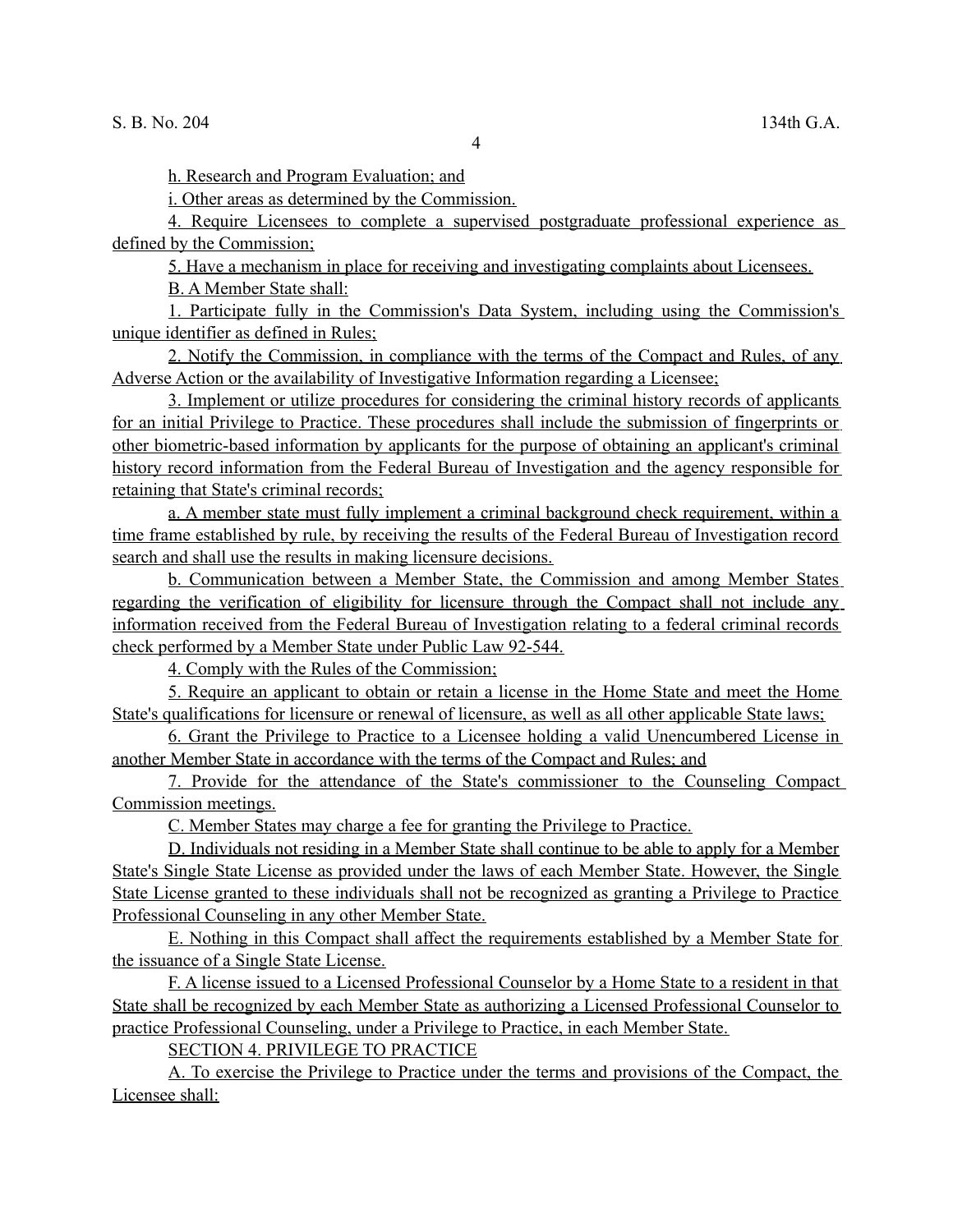h. Research and Program Evaluation; and

i. Other areas as determined by the Commission.

4. Require Licensees to complete a supervised postgraduate professional experience as defined by the Commission;

5. Have a mechanism in place for receiving and investigating complaints about Licensees.

B. A Member State shall:

1. Participate fully in the Commission's Data System, including using the Commission's unique identifier as defined in Rules;

2. Notify the Commission, in compliance with the terms of the Compact and Rules, of any Adverse Action or the availability of Investigative Information regarding a Licensee;

3. Implement or utilize procedures for considering the criminal history records of applicants for an initial Privilege to Practice. These procedures shall include the submission of fingerprints or other biometric-based information by applicants for the purpose of obtaining an applicant's criminal history record information from the Federal Bureau of Investigation and the agency responsible for retaining that State's criminal records;

a. A member state must fully implement a criminal background check requirement, within a time frame established by rule, by receiving the results of the Federal Bureau of Investigation record search and shall use the results in making licensure decisions.

b. Communication between a Member State, the Commission and among Member States regarding the verification of eligibility for licensure through the Compact shall not include any information received from the Federal Bureau of Investigation relating to a federal criminal records check performed by a Member State under Public Law 92-544.

4. Comply with the Rules of the Commission;

5. Require an applicant to obtain or retain a license in the Home State and meet the Home State's qualifications for licensure or renewal of licensure, as well as all other applicable State laws;

6. Grant the Privilege to Practice to a Licensee holding a valid Unencumbered License in another Member State in accordance with the terms of the Compact and Rules; and

7. Provide for the attendance of the State's commissioner to the Counseling Compact Commission meetings.

C. Member States may charge a fee for granting the Privilege to Practice.

D. Individuals not residing in a Member State shall continue to be able to apply for a Member State's Single State License as provided under the laws of each Member State. However, the Single State License granted to these individuals shall not be recognized as granting a Privilege to Practice Professional Counseling in any other Member State.

E. Nothing in this Compact shall affect the requirements established by a Member State for the issuance of a Single State License.

F. A license issued to a Licensed Professional Counselor by a Home State to a resident in that State shall be recognized by each Member State as authorizing a Licensed Professional Counselor to practice Professional Counseling, under a Privilege to Practice, in each Member State.

SECTION 4. PRIVILEGE TO PRACTICE

A. To exercise the Privilege to Practice under the terms and provisions of the Compact, the Licensee shall: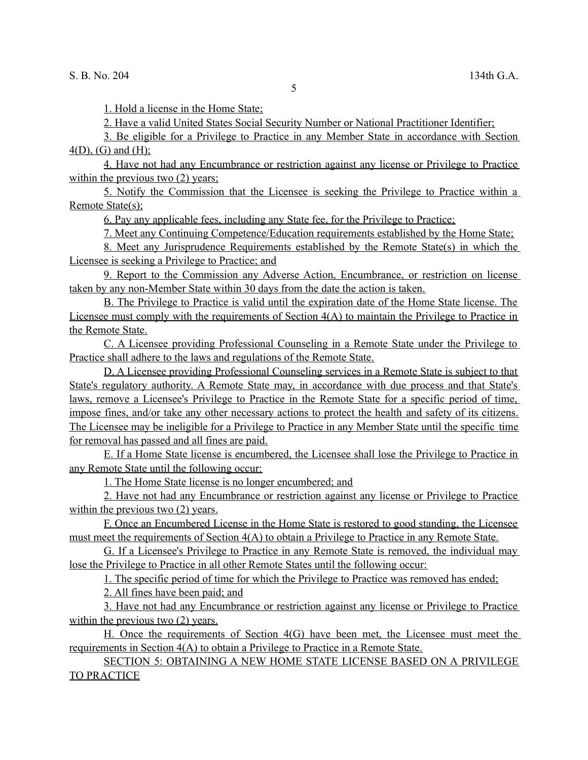1. Hold a license in the Home State;

2. Have a valid United States Social Security Number or National Practitioner Identifier;

3. Be eligible for a Privilege to Practice in any Member State in accordance with Section 4(D), (G) and (H);

4. Have not had any Encumbrance or restriction against any license or Privilege to Practice within the previous two (2) years;

5. Notify the Commission that the Licensee is seeking the Privilege to Practice within a Remote State(s);

6. Pay any applicable fees, including any State fee, for the Privilege to Practice;

7. Meet any Continuing Competence/Education requirements established by the Home State;

8. Meet any Jurisprudence Requirements established by the Remote State(s) in which the Licensee is seeking a Privilege to Practice; and

9. Report to the Commission any Adverse Action, Encumbrance, or restriction on license taken by any non-Member State within 30 days from the date the action is taken.

B. The Privilege to Practice is valid until the expiration date of the Home State license. The Licensee must comply with the requirements of Section 4(A) to maintain the Privilege to Practice in the Remote State.

C. A Licensee providing Professional Counseling in a Remote State under the Privilege to Practice shall adhere to the laws and regulations of the Remote State.

D. A Licensee providing Professional Counseling services in a Remote State is subject to that State's regulatory authority. A Remote State may, in accordance with due process and that State's laws, remove a Licensee's Privilege to Practice in the Remote State for a specific period of time, impose fines, and/or take any other necessary actions to protect the health and safety of its citizens. The Licensee may be ineligible for a Privilege to Practice in any Member State until the specific time for removal has passed and all fines are paid.

E. If a Home State license is encumbered, the Licensee shall lose the Privilege to Practice in any Remote State until the following occur:

1. The Home State license is no longer encumbered; and

2. Have not had any Encumbrance or restriction against any license or Privilege to Practice within the previous two (2) years.

F. Once an Encumbered License in the Home State is restored to good standing, the Licensee must meet the requirements of Section 4(A) to obtain a Privilege to Practice in any Remote State.

G. If a Licensee's Privilege to Practice in any Remote State is removed, the individual may lose the Privilege to Practice in all other Remote States until the following occur:

1. The specific period of time for which the Privilege to Practice was removed has ended;

2. All fines have been paid; and

3. Have not had any Encumbrance or restriction against any license or Privilege to Practice within the previous two (2) years.

H. Once the requirements of Section 4(G) have been met, the Licensee must meet the requirements in Section 4(A) to obtain a Privilege to Practice in a Remote State.

SECTION 5: OBTAINING A NEW HOME STATE LICENSE BASED ON A PRIVILEGE TO PRACTICE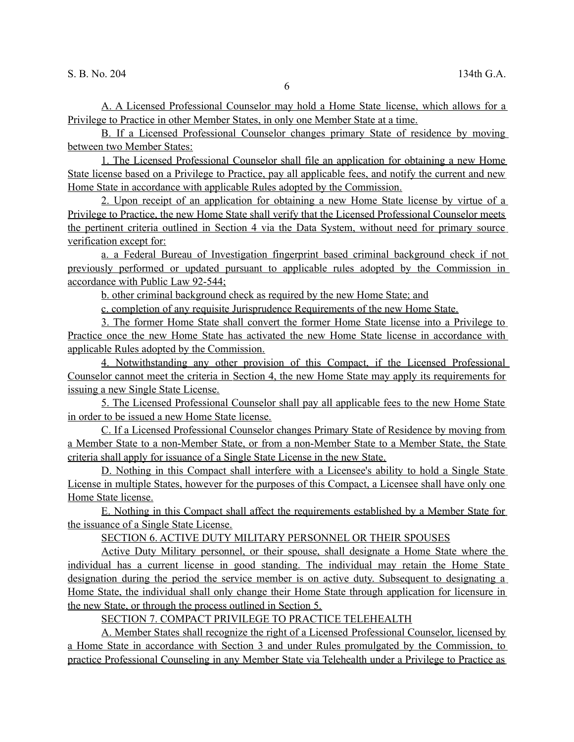A. A Licensed Professional Counselor may hold a Home State license, which allows for a Privilege to Practice in other Member States, in only one Member State at a time.

B. If a Licensed Professional Counselor changes primary State of residence by moving between two Member States:

1. The Licensed Professional Counselor shall file an application for obtaining a new Home State license based on a Privilege to Practice, pay all applicable fees, and notify the current and new Home State in accordance with applicable Rules adopted by the Commission.

2. Upon receipt of an application for obtaining a new Home State license by virtue of a Privilege to Practice, the new Home State shall verify that the Licensed Professional Counselor meets the pertinent criteria outlined in Section 4 via the Data System, without need for primary source verification except for:

a. a Federal Bureau of Investigation fingerprint based criminal background check if not previously performed or updated pursuant to applicable rules adopted by the Commission in accordance with Public Law 92-544;

b. other criminal background check as required by the new Home State; and

c. completion of any requisite Jurisprudence Requirements of the new Home State.

3. The former Home State shall convert the former Home State license into a Privilege to Practice once the new Home State has activated the new Home State license in accordance with applicable Rules adopted by the Commission.

4. Notwithstanding any other provision of this Compact, if the Licensed Professional Counselor cannot meet the criteria in Section 4, the new Home State may apply its requirements for issuing a new Single State License.

5. The Licensed Professional Counselor shall pay all applicable fees to the new Home State in order to be issued a new Home State license.

C. If a Licensed Professional Counselor changes Primary State of Residence by moving from a Member State to a non-Member State, or from a non-Member State to a Member State, the State criteria shall apply for issuance of a Single State License in the new State.

D. Nothing in this Compact shall interfere with a Licensee's ability to hold a Single State License in multiple States, however for the purposes of this Compact, a Licensee shall have only one Home State license.

E. Nothing in this Compact shall affect the requirements established by a Member State for the issuance of a Single State License.

SECTION 6. ACTIVE DUTY MILITARY PERSONNEL OR THEIR SPOUSES

Active Duty Military personnel, or their spouse, shall designate a Home State where the individual has a current license in good standing. The individual may retain the Home State designation during the period the service member is on active duty. Subsequent to designating a Home State, the individual shall only change their Home State through application for licensure in the new State, or through the process outlined in Section 5.

SECTION 7. COMPACT PRIVILEGE TO PRACTICE TELEHEALTH

A. Member States shall recognize the right of a Licensed Professional Counselor, licensed by a Home State in accordance with Section 3 and under Rules promulgated by the Commission, to practice Professional Counseling in any Member State via Telehealth under a Privilege to Practice as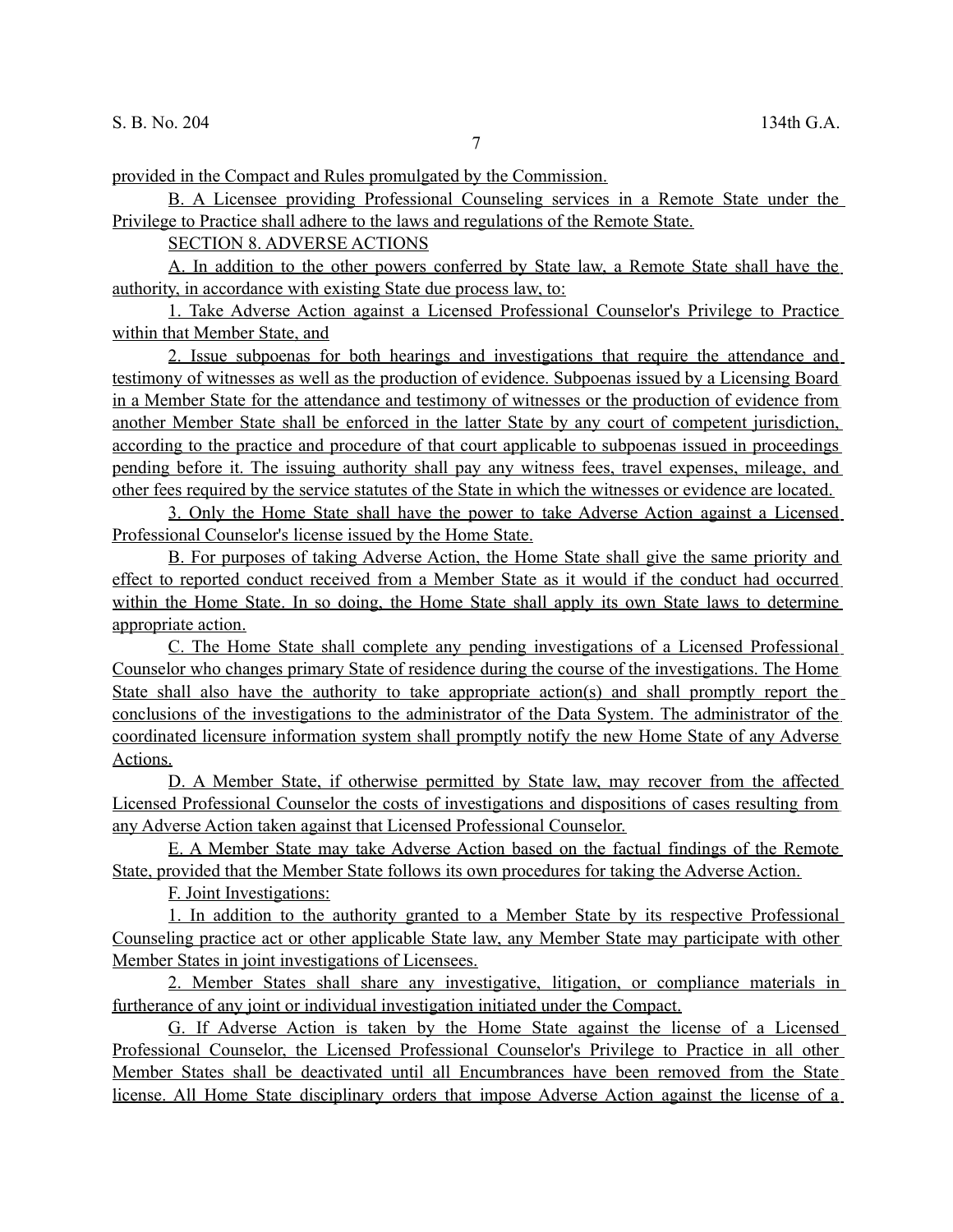provided in the Compact and Rules promulgated by the Commission.

B. A Licensee providing Professional Counseling services in a Remote State under the Privilege to Practice shall adhere to the laws and regulations of the Remote State.

SECTION 8. ADVERSE ACTIONS

A. In addition to the other powers conferred by State law, a Remote State shall have the authority, in accordance with existing State due process law, to:

1. Take Adverse Action against a Licensed Professional Counselor's Privilege to Practice within that Member State, and

2. Issue subpoenas for both hearings and investigations that require the attendance and testimony of witnesses as well as the production of evidence. Subpoenas issued by a Licensing Board in a Member State for the attendance and testimony of witnesses or the production of evidence from another Member State shall be enforced in the latter State by any court of competent jurisdiction, according to the practice and procedure of that court applicable to subpoenas issued in proceedings pending before it. The issuing authority shall pay any witness fees, travel expenses, mileage, and other fees required by the service statutes of the State in which the witnesses or evidence are located.

3. Only the Home State shall have the power to take Adverse Action against a Licensed Professional Counselor's license issued by the Home State.

B. For purposes of taking Adverse Action, the Home State shall give the same priority and effect to reported conduct received from a Member State as it would if the conduct had occurred within the Home State. In so doing, the Home State shall apply its own State laws to determine appropriate action.

C. The Home State shall complete any pending investigations of a Licensed Professional Counselor who changes primary State of residence during the course of the investigations. The Home State shall also have the authority to take appropriate action(s) and shall promptly report the conclusions of the investigations to the administrator of the Data System. The administrator of the coordinated licensure information system shall promptly notify the new Home State of any Adverse Actions.

D. A Member State, if otherwise permitted by State law, may recover from the affected Licensed Professional Counselor the costs of investigations and dispositions of cases resulting from any Adverse Action taken against that Licensed Professional Counselor.

E. A Member State may take Adverse Action based on the factual findings of the Remote State, provided that the Member State follows its own procedures for taking the Adverse Action.

F. Joint Investigations:

1. In addition to the authority granted to a Member State by its respective Professional Counseling practice act or other applicable State law, any Member State may participate with other Member States in joint investigations of Licensees.

2. Member States shall share any investigative, litigation, or compliance materials in furtherance of any joint or individual investigation initiated under the Compact.

G. If Adverse Action is taken by the Home State against the license of a Licensed Professional Counselor, the Licensed Professional Counselor's Privilege to Practice in all other Member States shall be deactivated until all Encumbrances have been removed from the State license. All Home State disciplinary orders that impose Adverse Action against the license of a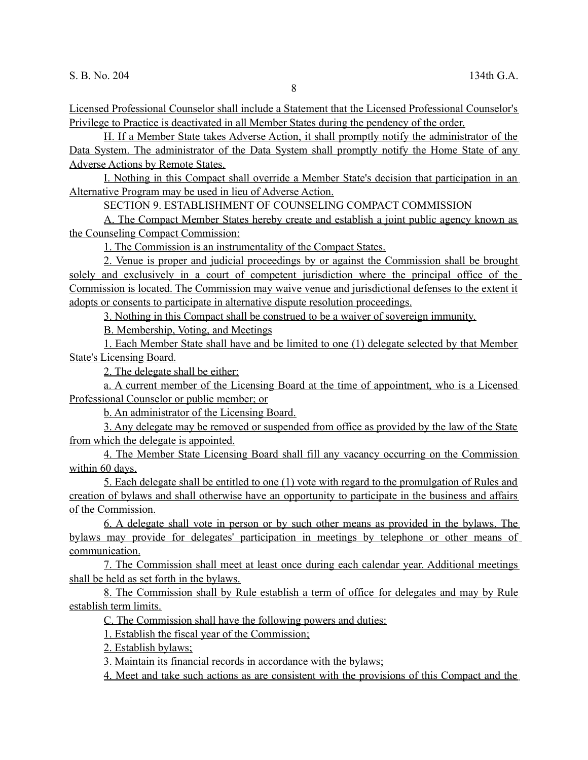Licensed Professional Counselor shall include a Statement that the Licensed Professional Counselor's Privilege to Practice is deactivated in all Member States during the pendency of the order.

H. If a Member State takes Adverse Action, it shall promptly notify the administrator of the Data System. The administrator of the Data System shall promptly notify the Home State of any Adverse Actions by Remote States.

I. Nothing in this Compact shall override a Member State's decision that participation in an Alternative Program may be used in lieu of Adverse Action.

SECTION 9. ESTABLISHMENT OF COUNSELING COMPACT COMMISSION

A. The Compact Member States hereby create and establish a joint public agency known as the Counseling Compact Commission:

1. The Commission is an instrumentality of the Compact States.

2. Venue is proper and judicial proceedings by or against the Commission shall be brought solely and exclusively in a court of competent jurisdiction where the principal office of the Commission is located. The Commission may waive venue and jurisdictional defenses to the extent it adopts or consents to participate in alternative dispute resolution proceedings.

3. Nothing in this Compact shall be construed to be a waiver of sovereign immunity.

B. Membership, Voting, and Meetings

1. Each Member State shall have and be limited to one (1) delegate selected by that Member State's Licensing Board.

2. The delegate shall be either:

a. A current member of the Licensing Board at the time of appointment, who is a Licensed Professional Counselor or public member; or

b. An administrator of the Licensing Board.

3. Any delegate may be removed or suspended from office as provided by the law of the State from which the delegate is appointed.

4. The Member State Licensing Board shall fill any vacancy occurring on the Commission within 60 days.

5. Each delegate shall be entitled to one (1) vote with regard to the promulgation of Rules and creation of bylaws and shall otherwise have an opportunity to participate in the business and affairs of the Commission.

6. A delegate shall vote in person or by such other means as provided in the bylaws. The bylaws may provide for delegates' participation in meetings by telephone or other means of communication.

7. The Commission shall meet at least once during each calendar year. Additional meetings shall be held as set forth in the bylaws.

8. The Commission shall by Rule establish a term of office for delegates and may by Rule establish term limits.

C. The Commission shall have the following powers and duties:

1. Establish the fiscal year of the Commission;

2. Establish bylaws;

3. Maintain its financial records in accordance with the bylaws;

4. Meet and take such actions as are consistent with the provisions of this Compact and the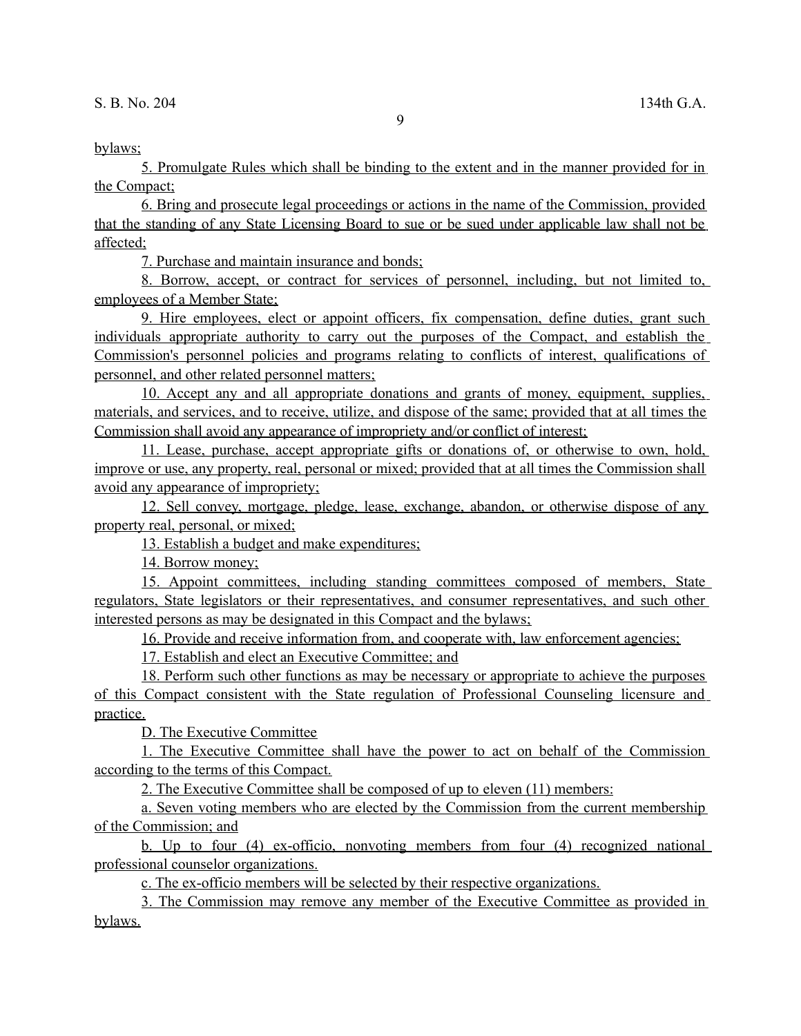bylaws;

5. Promulgate Rules which shall be binding to the extent and in the manner provided for in the Compact;

6. Bring and prosecute legal proceedings or actions in the name of the Commission, provided that the standing of any State Licensing Board to sue or be sued under applicable law shall not be affected;

7. Purchase and maintain insurance and bonds;

8. Borrow, accept, or contract for services of personnel, including, but not limited to, employees of a Member State;

9. Hire employees, elect or appoint officers, fix compensation, define duties, grant such individuals appropriate authority to carry out the purposes of the Compact, and establish the Commission's personnel policies and programs relating to conflicts of interest, qualifications of personnel, and other related personnel matters;

10. Accept any and all appropriate donations and grants of money, equipment, supplies, materials, and services, and to receive, utilize, and dispose of the same; provided that at all times the Commission shall avoid any appearance of impropriety and/or conflict of interest;

11. Lease, purchase, accept appropriate gifts or donations of, or otherwise to own, hold, improve or use, any property, real, personal or mixed; provided that at all times the Commission shall avoid any appearance of impropriety;

12. Sell convey, mortgage, pledge, lease, exchange, abandon, or otherwise dispose of any property real, personal, or mixed;

13. Establish a budget and make expenditures;

14. Borrow money;

15. Appoint committees, including standing committees composed of members, State regulators, State legislators or their representatives, and consumer representatives, and such other interested persons as may be designated in this Compact and the bylaws;

16. Provide and receive information from, and cooperate with, law enforcement agencies;

17. Establish and elect an Executive Committee; and

18. Perform such other functions as may be necessary or appropriate to achieve the purposes of this Compact consistent with the State regulation of Professional Counseling licensure and practice.

D. The Executive Committee

1. The Executive Committee shall have the power to act on behalf of the Commission according to the terms of this Compact.

2. The Executive Committee shall be composed of up to eleven (11) members:

a. Seven voting members who are elected by the Commission from the current membership of the Commission; and

b. Up to four (4) ex-officio, nonvoting members from four (4) recognized national professional counselor organizations.

c. The ex-officio members will be selected by their respective organizations.

3. The Commission may remove any member of the Executive Committee as provided in bylaws.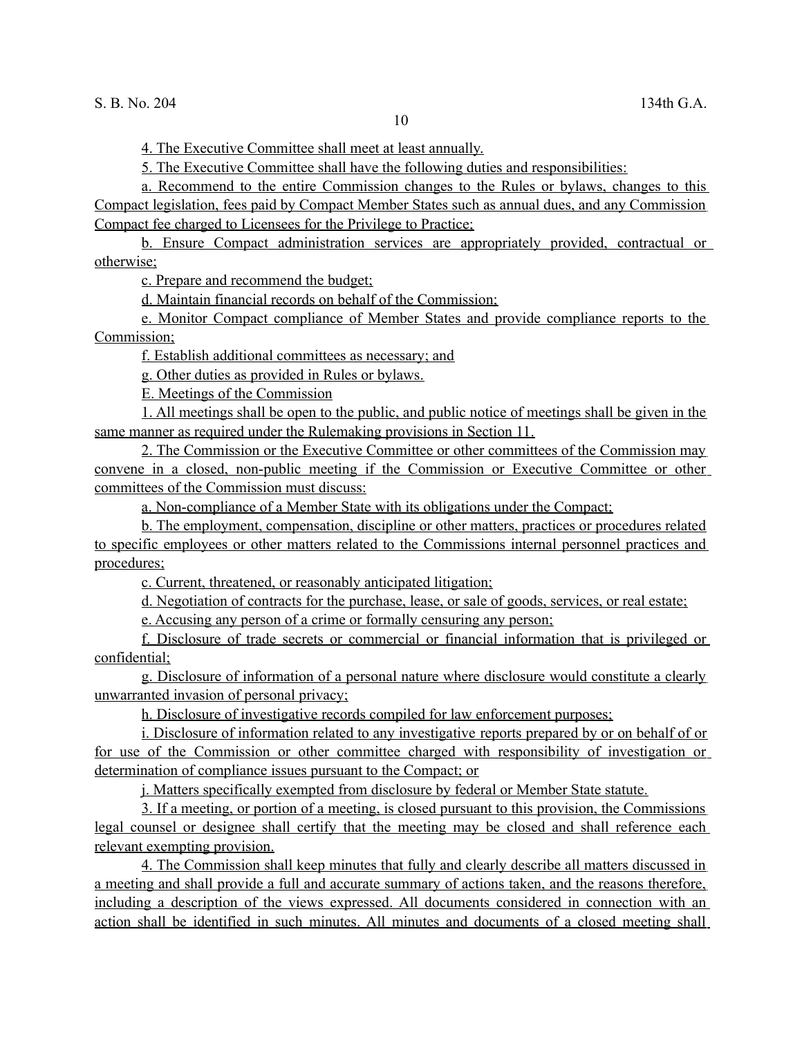4. The Executive Committee shall meet at least annually.

5. The Executive Committee shall have the following duties and responsibilities:

a. Recommend to the entire Commission changes to the Rules or bylaws, changes to this Compact legislation, fees paid by Compact Member States such as annual dues, and any Commission Compact fee charged to Licensees for the Privilege to Practice;

b. Ensure Compact administration services are appropriately provided, contractual or otherwise;

c. Prepare and recommend the budget;

d. Maintain financial records on behalf of the Commission;

e. Monitor Compact compliance of Member States and provide compliance reports to the Commission;

f. Establish additional committees as necessary; and

g. Other duties as provided in Rules or bylaws.

E. Meetings of the Commission

1. All meetings shall be open to the public, and public notice of meetings shall be given in the same manner as required under the Rulemaking provisions in Section 11.

2. The Commission or the Executive Committee or other committees of the Commission may convene in a closed, non-public meeting if the Commission or Executive Committee or other committees of the Commission must discuss:

a. Non-compliance of a Member State with its obligations under the Compact;

b. The employment, compensation, discipline or other matters, practices or procedures related to specific employees or other matters related to the Commissions internal personnel practices and procedures;

c. Current, threatened, or reasonably anticipated litigation;

d. Negotiation of contracts for the purchase, lease, or sale of goods, services, or real estate;

e. Accusing any person of a crime or formally censuring any person;

f. Disclosure of trade secrets or commercial or financial information that is privileged or confidential;

g. Disclosure of information of a personal nature where disclosure would constitute a clearly unwarranted invasion of personal privacy;

h. Disclosure of investigative records compiled for law enforcement purposes;

i. Disclosure of information related to any investigative reports prepared by or on behalf of or for use of the Commission or other committee charged with responsibility of investigation or determination of compliance issues pursuant to the Compact; or

j. Matters specifically exempted from disclosure by federal or Member State statute.

3. If a meeting, or portion of a meeting, is closed pursuant to this provision, the Commissions legal counsel or designee shall certify that the meeting may be closed and shall reference each relevant exempting provision.

4. The Commission shall keep minutes that fully and clearly describe all matters discussed in a meeting and shall provide a full and accurate summary of actions taken, and the reasons therefore, including a description of the views expressed. All documents considered in connection with an action shall be identified in such minutes. All minutes and documents of a closed meeting shall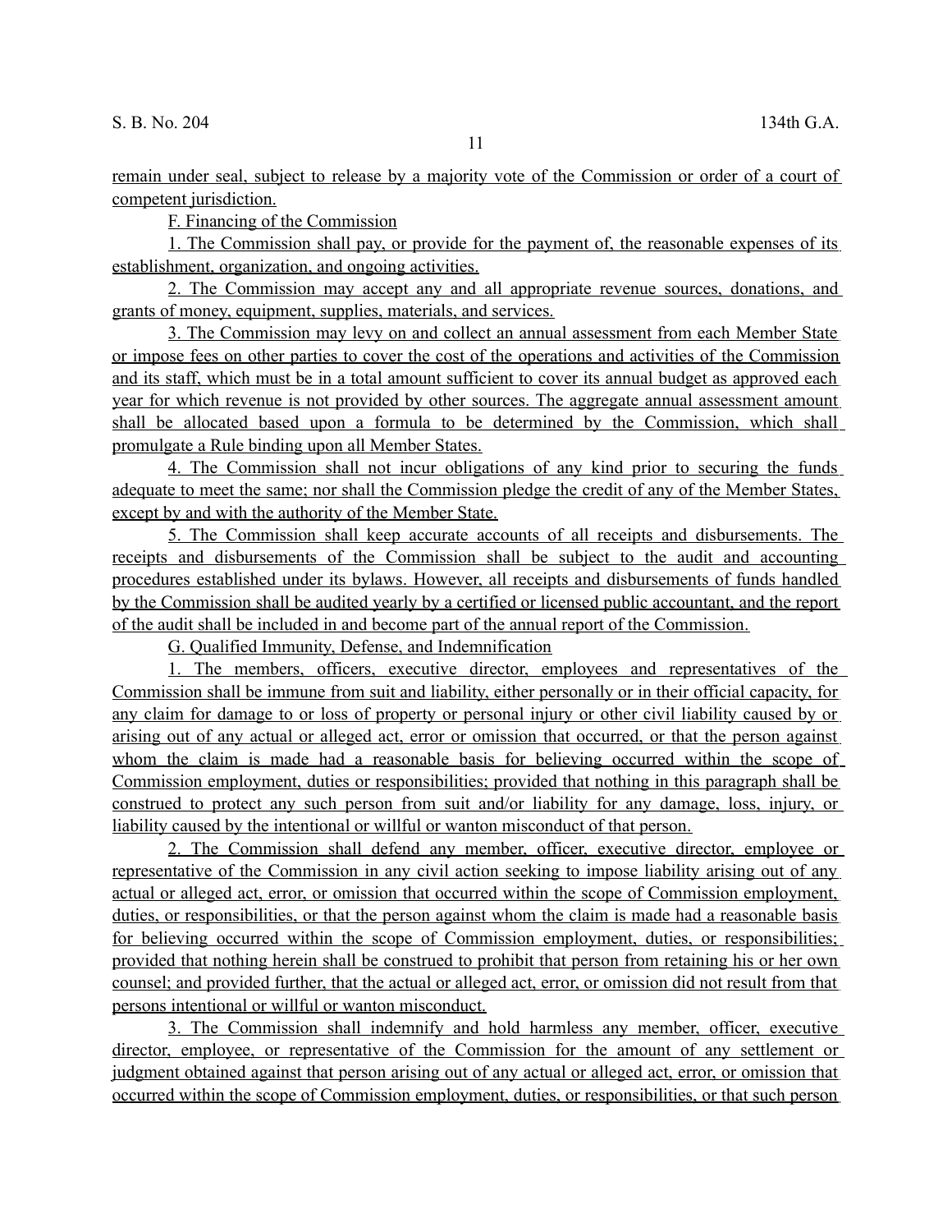remain under seal, subject to release by a majority vote of the Commission or order of a court of competent jurisdiction.

F. Financing of the Commission

1. The Commission shall pay, or provide for the payment of, the reasonable expenses of its establishment, organization, and ongoing activities.

2. The Commission may accept any and all appropriate revenue sources, donations, and grants of money, equipment, supplies, materials, and services.

3. The Commission may levy on and collect an annual assessment from each Member State or impose fees on other parties to cover the cost of the operations and activities of the Commission and its staff, which must be in a total amount sufficient to cover its annual budget as approved each year for which revenue is not provided by other sources. The aggregate annual assessment amount shall be allocated based upon a formula to be determined by the Commission, which shall promulgate a Rule binding upon all Member States.

4. The Commission shall not incur obligations of any kind prior to securing the funds adequate to meet the same; nor shall the Commission pledge the credit of any of the Member States, except by and with the authority of the Member State.

5. The Commission shall keep accurate accounts of all receipts and disbursements. The receipts and disbursements of the Commission shall be subject to the audit and accounting procedures established under its bylaws. However, all receipts and disbursements of funds handled by the Commission shall be audited yearly by a certified or licensed public accountant, and the report of the audit shall be included in and become part of the annual report of the Commission.

G. Qualified Immunity, Defense, and Indemnification

1. The members, officers, executive director, employees and representatives of the Commission shall be immune from suit and liability, either personally or in their official capacity, for any claim for damage to or loss of property or personal injury or other civil liability caused by or arising out of any actual or alleged act, error or omission that occurred, or that the person against whom the claim is made had a reasonable basis for believing occurred within the scope of Commission employment, duties or responsibilities; provided that nothing in this paragraph shall be construed to protect any such person from suit and/or liability for any damage, loss, injury, or liability caused by the intentional or willful or wanton misconduct of that person.

2. The Commission shall defend any member, officer, executive director, employee or representative of the Commission in any civil action seeking to impose liability arising out of any actual or alleged act, error, or omission that occurred within the scope of Commission employment, duties, or responsibilities, or that the person against whom the claim is made had a reasonable basis for believing occurred within the scope of Commission employment, duties, or responsibilities; provided that nothing herein shall be construed to prohibit that person from retaining his or her own counsel; and provided further, that the actual or alleged act, error, or omission did not result from that persons intentional or willful or wanton misconduct.

3. The Commission shall indemnify and hold harmless any member, officer, executive director, employee, or representative of the Commission for the amount of any settlement or judgment obtained against that person arising out of any actual or alleged act, error, or omission that occurred within the scope of Commission employment, duties, or responsibilities, or that such person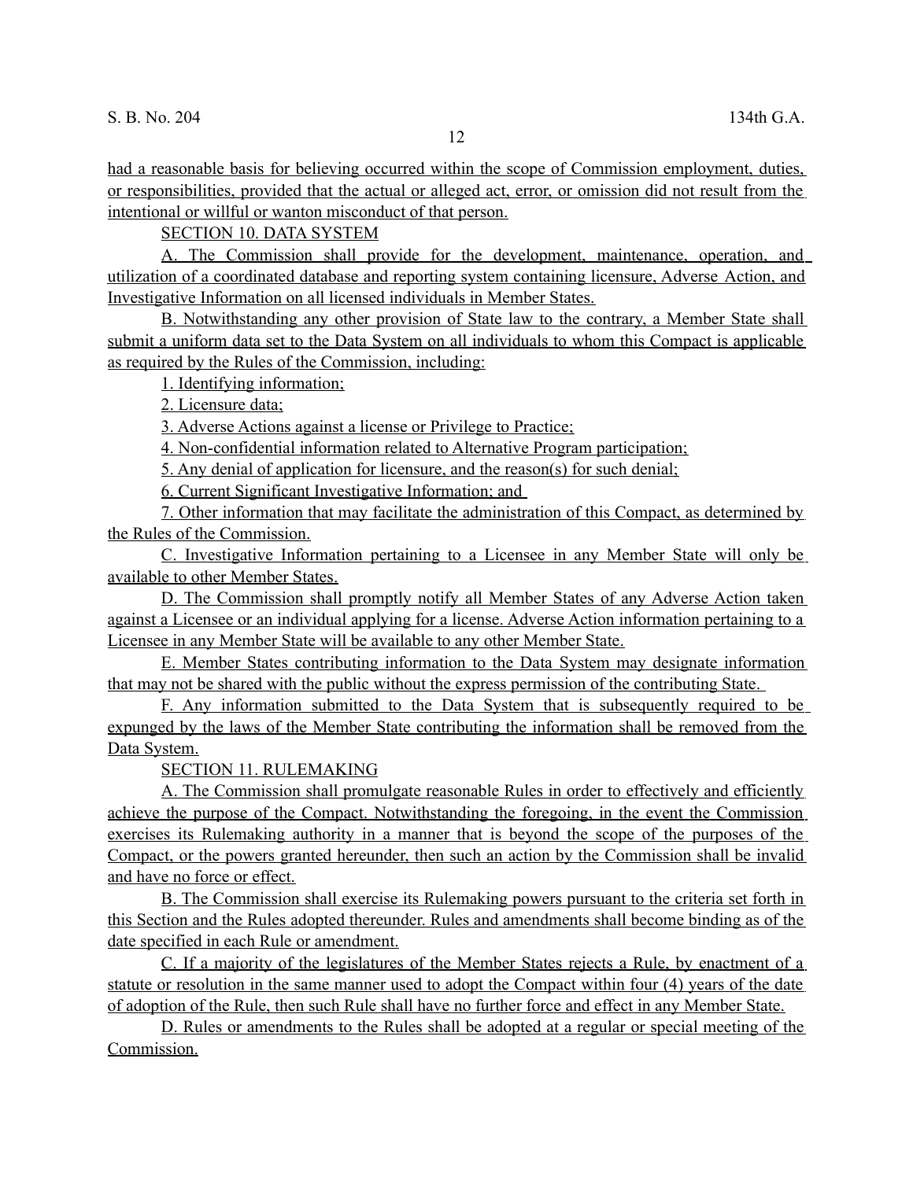had a reasonable basis for believing occurred within the scope of Commission employment, duties, or responsibilities, provided that the actual or alleged act, error, or omission did not result from the intentional or willful or wanton misconduct of that person.

SECTION 10. DATA SYSTEM

A. The Commission shall provide for the development, maintenance, operation, and utilization of a coordinated database and reporting system containing licensure, Adverse Action, and Investigative Information on all licensed individuals in Member States.

B. Notwithstanding any other provision of State law to the contrary, a Member State shall submit a uniform data set to the Data System on all individuals to whom this Compact is applicable as required by the Rules of the Commission, including:

1. Identifying information;

2. Licensure data;

3. Adverse Actions against a license or Privilege to Practice;

4. Non-confidential information related to Alternative Program participation;

5. Any denial of application for licensure, and the reason(s) for such denial;

6. Current Significant Investigative Information; and

7. Other information that may facilitate the administration of this Compact, as determined by the Rules of the Commission.

C. Investigative Information pertaining to a Licensee in any Member State will only be available to other Member States.

D. The Commission shall promptly notify all Member States of any Adverse Action taken against a Licensee or an individual applying for a license. Adverse Action information pertaining to a Licensee in any Member State will be available to any other Member State.

E. Member States contributing information to the Data System may designate information that may not be shared with the public without the express permission of the contributing State.

F. Any information submitted to the Data System that is subsequently required to be expunged by the laws of the Member State contributing the information shall be removed from the Data System.

SECTION 11. RULEMAKING

A. The Commission shall promulgate reasonable Rules in order to effectively and efficiently achieve the purpose of the Compact. Notwithstanding the foregoing, in the event the Commission exercises its Rulemaking authority in a manner that is beyond the scope of the purposes of the Compact, or the powers granted hereunder, then such an action by the Commission shall be invalid and have no force or effect.

B. The Commission shall exercise its Rulemaking powers pursuant to the criteria set forth in this Section and the Rules adopted thereunder. Rules and amendments shall become binding as of the date specified in each Rule or amendment.

C. If a majority of the legislatures of the Member States rejects a Rule, by enactment of a statute or resolution in the same manner used to adopt the Compact within four (4) years of the date of adoption of the Rule, then such Rule shall have no further force and effect in any Member State.

D. Rules or amendments to the Rules shall be adopted at a regular or special meeting of the Commission.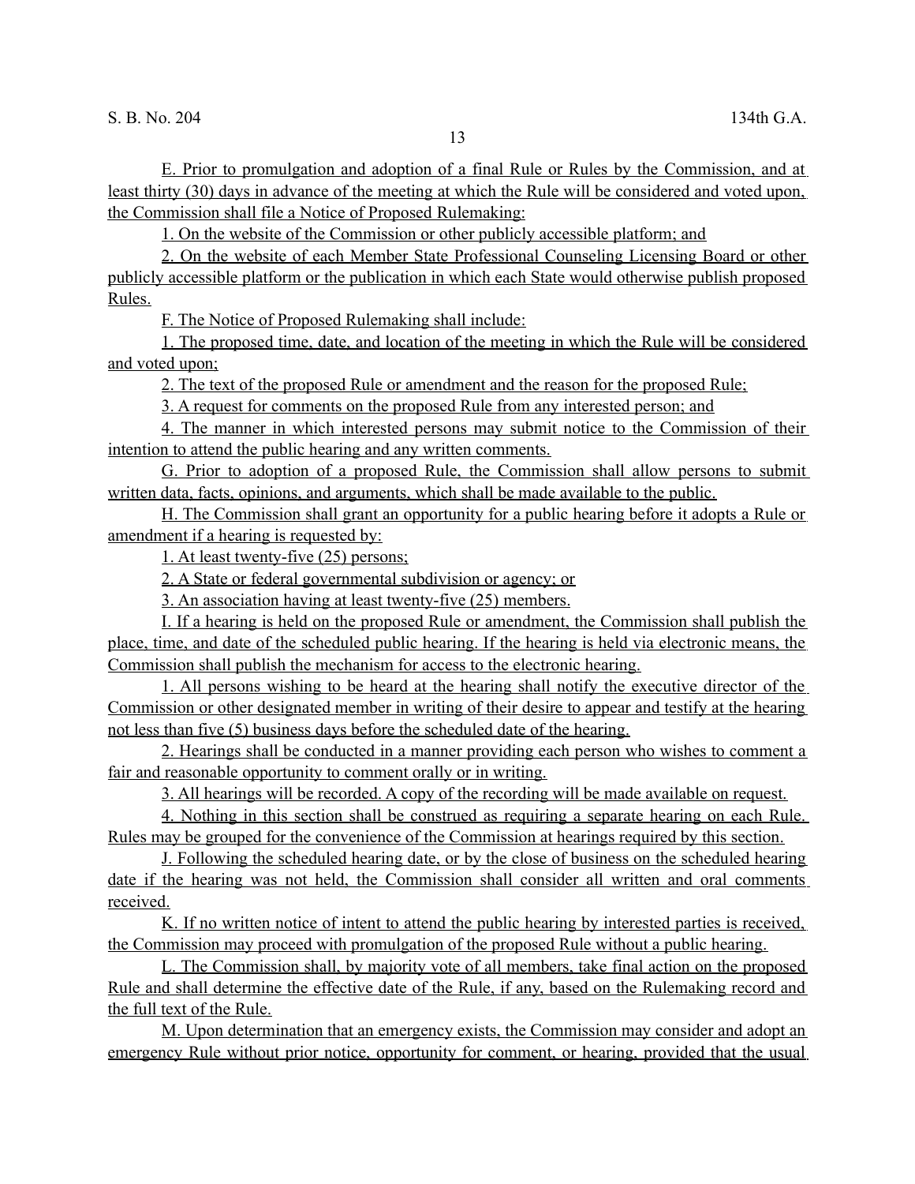E. Prior to promulgation and adoption of a final Rule or Rules by the Commission, and at least thirty (30) days in advance of the meeting at which the Rule will be considered and voted upon, the Commission shall file a Notice of Proposed Rulemaking:

1. On the website of the Commission or other publicly accessible platform; and

2. On the website of each Member State Professional Counseling Licensing Board or other publicly accessible platform or the publication in which each State would otherwise publish proposed Rules.

F. The Notice of Proposed Rulemaking shall include:

1. The proposed time, date, and location of the meeting in which the Rule will be considered and voted upon;

2. The text of the proposed Rule or amendment and the reason for the proposed Rule;

3. A request for comments on the proposed Rule from any interested person; and

4. The manner in which interested persons may submit notice to the Commission of their intention to attend the public hearing and any written comments.

G. Prior to adoption of a proposed Rule, the Commission shall allow persons to submit written data, facts, opinions, and arguments, which shall be made available to the public.

H. The Commission shall grant an opportunity for a public hearing before it adopts a Rule or amendment if a hearing is requested by:

1. At least twenty-five (25) persons;

2. A State or federal governmental subdivision or agency; or

3. An association having at least twenty-five (25) members.

I. If a hearing is held on the proposed Rule or amendment, the Commission shall publish the place, time, and date of the scheduled public hearing. If the hearing is held via electronic means, the Commission shall publish the mechanism for access to the electronic hearing.

1. All persons wishing to be heard at the hearing shall notify the executive director of the Commission or other designated member in writing of their desire to appear and testify at the hearing not less than five (5) business days before the scheduled date of the hearing.

2. Hearings shall be conducted in a manner providing each person who wishes to comment a fair and reasonable opportunity to comment orally or in writing.

3. All hearings will be recorded. A copy of the recording will be made available on request.

4. Nothing in this section shall be construed as requiring a separate hearing on each Rule. Rules may be grouped for the convenience of the Commission at hearings required by this section.

J. Following the scheduled hearing date, or by the close of business on the scheduled hearing date if the hearing was not held, the Commission shall consider all written and oral comments received.

K. If no written notice of intent to attend the public hearing by interested parties is received, the Commission may proceed with promulgation of the proposed Rule without a public hearing.

L. The Commission shall, by majority vote of all members, take final action on the proposed Rule and shall determine the effective date of the Rule, if any, based on the Rulemaking record and the full text of the Rule.

M. Upon determination that an emergency exists, the Commission may consider and adopt an emergency Rule without prior notice, opportunity for comment, or hearing, provided that the usual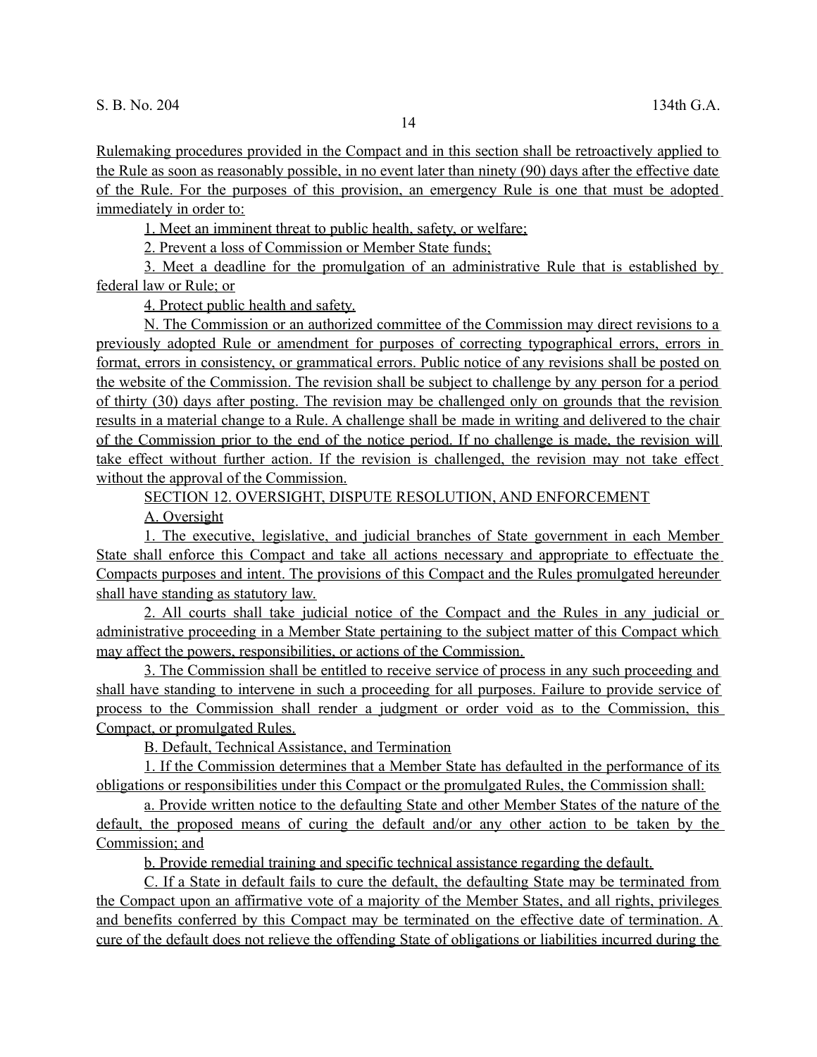Rulemaking procedures provided in the Compact and in this section shall be retroactively applied to the Rule as soon as reasonably possible, in no event later than ninety (90) days after the effective date of the Rule. For the purposes of this provision, an emergency Rule is one that must be adopted immediately in order to:

1. Meet an imminent threat to public health, safety, or welfare;

2. Prevent a loss of Commission or Member State funds;

3. Meet a deadline for the promulgation of an administrative Rule that is established by federal law or Rule; or

4. Protect public health and safety.

N. The Commission or an authorized committee of the Commission may direct revisions to a previously adopted Rule or amendment for purposes of correcting typographical errors, errors in format, errors in consistency, or grammatical errors. Public notice of any revisions shall be posted on the website of the Commission. The revision shall be subject to challenge by any person for a period of thirty (30) days after posting. The revision may be challenged only on grounds that the revision results in a material change to a Rule. A challenge shall be made in writing and delivered to the chair of the Commission prior to the end of the notice period. If no challenge is made, the revision will take effect without further action. If the revision is challenged, the revision may not take effect without the approval of the Commission.

SECTION 12. OVERSIGHT, DISPUTE RESOLUTION, AND ENFORCEMENT

A. Oversight

1. The executive, legislative, and judicial branches of State government in each Member State shall enforce this Compact and take all actions necessary and appropriate to effectuate the Compacts purposes and intent. The provisions of this Compact and the Rules promulgated hereunder shall have standing as statutory law.

2. All courts shall take judicial notice of the Compact and the Rules in any judicial or administrative proceeding in a Member State pertaining to the subject matter of this Compact which may affect the powers, responsibilities, or actions of the Commission.

3. The Commission shall be entitled to receive service of process in any such proceeding and shall have standing to intervene in such a proceeding for all purposes. Failure to provide service of process to the Commission shall render a judgment or order void as to the Commission, this Compact, or promulgated Rules.

B. Default, Technical Assistance, and Termination

1. If the Commission determines that a Member State has defaulted in the performance of its obligations or responsibilities under this Compact or the promulgated Rules, the Commission shall:

a. Provide written notice to the defaulting State and other Member States of the nature of the default, the proposed means of curing the default and/or any other action to be taken by the Commission; and

b. Provide remedial training and specific technical assistance regarding the default.

C. If a State in default fails to cure the default, the defaulting State may be terminated from the Compact upon an affirmative vote of a majority of the Member States, and all rights, privileges and benefits conferred by this Compact may be terminated on the effective date of termination. A cure of the default does not relieve the offending State of obligations or liabilities incurred during the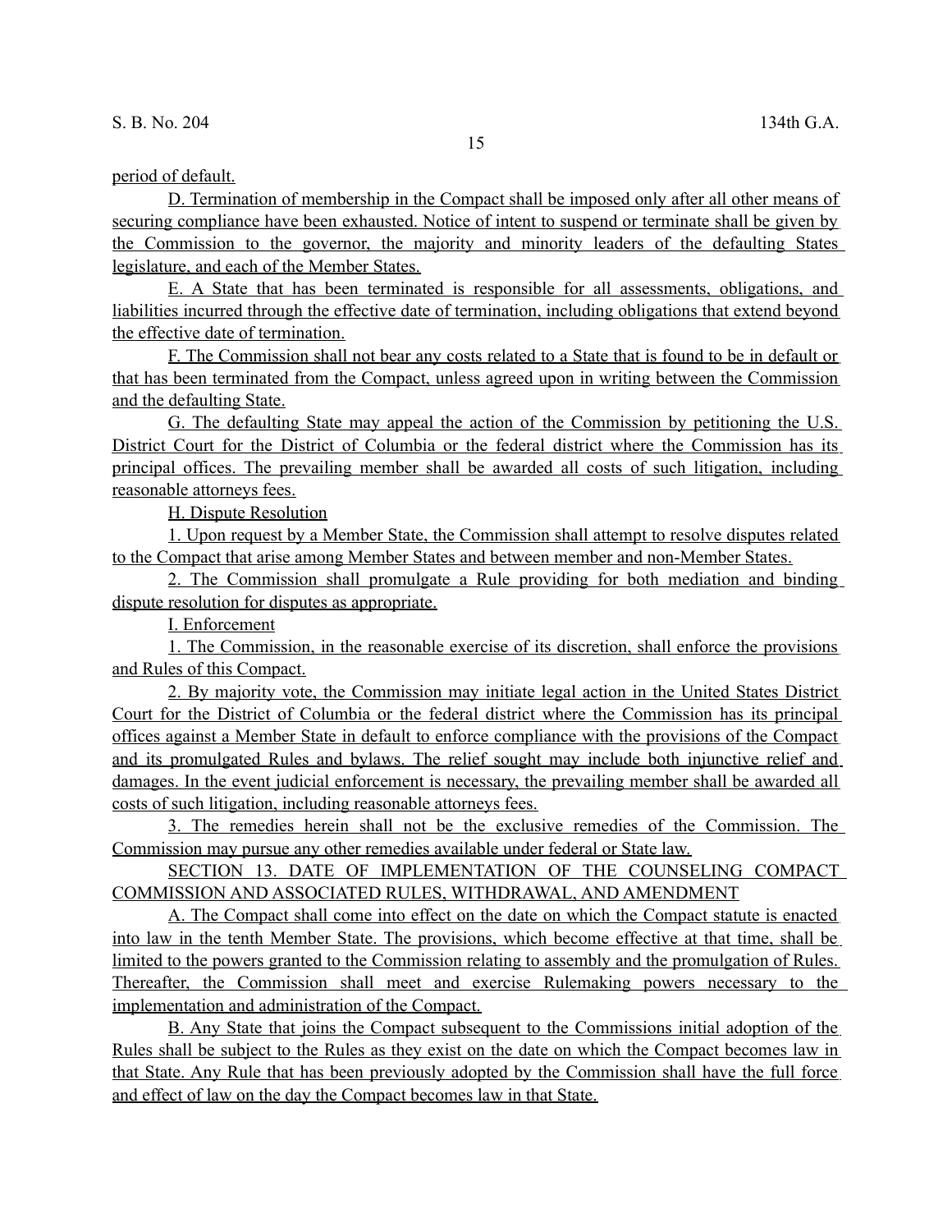period of default.

D. Termination of membership in the Compact shall be imposed only after all other means of securing compliance have been exhausted. Notice of intent to suspend or terminate shall be given by the Commission to the governor, the majority and minority leaders of the defaulting States legislature, and each of the Member States.

E. A State that has been terminated is responsible for all assessments, obligations, and liabilities incurred through the effective date of termination, including obligations that extend beyond the effective date of termination.

F. The Commission shall not bear any costs related to a State that is found to be in default or that has been terminated from the Compact, unless agreed upon in writing between the Commission and the defaulting State.

G. The defaulting State may appeal the action of the Commission by petitioning the U.S. District Court for the District of Columbia or the federal district where the Commission has its principal offices. The prevailing member shall be awarded all costs of such litigation, including reasonable attorneys fees.

H. Dispute Resolution

1. Upon request by a Member State, the Commission shall attempt to resolve disputes related to the Compact that arise among Member States and between member and non-Member States.

2. The Commission shall promulgate a Rule providing for both mediation and binding dispute resolution for disputes as appropriate.

I. Enforcement

1. The Commission, in the reasonable exercise of its discretion, shall enforce the provisions and Rules of this Compact.

2. By majority vote, the Commission may initiate legal action in the United States District Court for the District of Columbia or the federal district where the Commission has its principal offices against a Member State in default to enforce compliance with the provisions of the Compact and its promulgated Rules and bylaws. The relief sought may include both injunctive relief and damages. In the event judicial enforcement is necessary, the prevailing member shall be awarded all costs of such litigation, including reasonable attorneys fees.

3. The remedies herein shall not be the exclusive remedies of the Commission. The Commission may pursue any other remedies available under federal or State law.

SECTION 13. DATE OF IMPLEMENTATION OF THE COUNSELING COMPACT COMMISSION AND ASSOCIATED RULES, WITHDRAWAL, AND AMENDMENT

A. The Compact shall come into effect on the date on which the Compact statute is enacted into law in the tenth Member State. The provisions, which become effective at that time, shall be limited to the powers granted to the Commission relating to assembly and the promulgation of Rules. Thereafter, the Commission shall meet and exercise Rulemaking powers necessary to the implementation and administration of the Compact.

B. Any State that joins the Compact subsequent to the Commissions initial adoption of the Rules shall be subject to the Rules as they exist on the date on which the Compact becomes law in that State. Any Rule that has been previously adopted by the Commission shall have the full force and effect of law on the day the Compact becomes law in that State.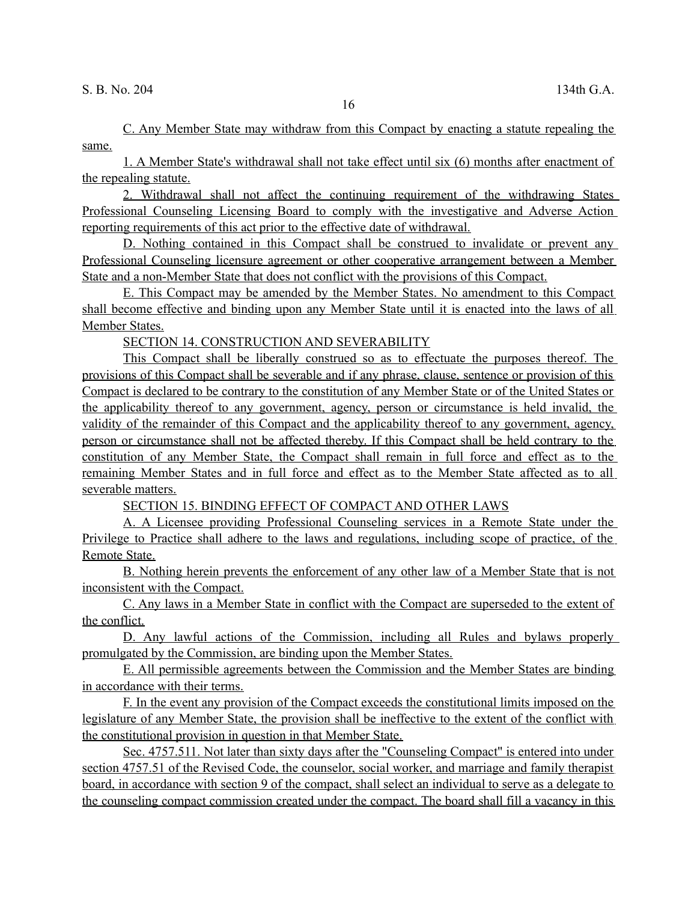C. Any Member State may withdraw from this Compact by enacting a statute repealing the same.

1. A Member State's withdrawal shall not take effect until six (6) months after enactment of the repealing statute.

2. Withdrawal shall not affect the continuing requirement of the withdrawing States Professional Counseling Licensing Board to comply with the investigative and Adverse Action reporting requirements of this act prior to the effective date of withdrawal.

D. Nothing contained in this Compact shall be construed to invalidate or prevent any Professional Counseling licensure agreement or other cooperative arrangement between a Member State and a non-Member State that does not conflict with the provisions of this Compact.

E. This Compact may be amended by the Member States. No amendment to this Compact shall become effective and binding upon any Member State until it is enacted into the laws of all Member States.

SECTION 14. CONSTRUCTION AND SEVERABILITY

This Compact shall be liberally construed so as to effectuate the purposes thereof. The provisions of this Compact shall be severable and if any phrase, clause, sentence or provision of this Compact is declared to be contrary to the constitution of any Member State or of the United States or the applicability thereof to any government, agency, person or circumstance is held invalid, the validity of the remainder of this Compact and the applicability thereof to any government, agency, person or circumstance shall not be affected thereby. If this Compact shall be held contrary to the constitution of any Member State, the Compact shall remain in full force and effect as to the remaining Member States and in full force and effect as to the Member State affected as to all severable matters.

SECTION 15. BINDING EFFECT OF COMPACT AND OTHER LAWS

A. A Licensee providing Professional Counseling services in a Remote State under the Privilege to Practice shall adhere to the laws and regulations, including scope of practice, of the Remote State.

B. Nothing herein prevents the enforcement of any other law of a Member State that is not inconsistent with the Compact.

C. Any laws in a Member State in conflict with the Compact are superseded to the extent of the conflict.

D. Any lawful actions of the Commission, including all Rules and bylaws properly promulgated by the Commission, are binding upon the Member States.

E. All permissible agreements between the Commission and the Member States are binding in accordance with their terms.

F. In the event any provision of the Compact exceeds the constitutional limits imposed on the legislature of any Member State, the provision shall be ineffective to the extent of the conflict with the constitutional provision in question in that Member State.

Sec. 4757.511. Not later than sixty days after the "Counseling Compact" is entered into under section 4757.51 of the Revised Code, the counselor, social worker, and marriage and family therapist board, in accordance with section 9 of the compact, shall select an individual to serve as a delegate to the counseling compact commission created under the compact. The board shall fill a vacancy in this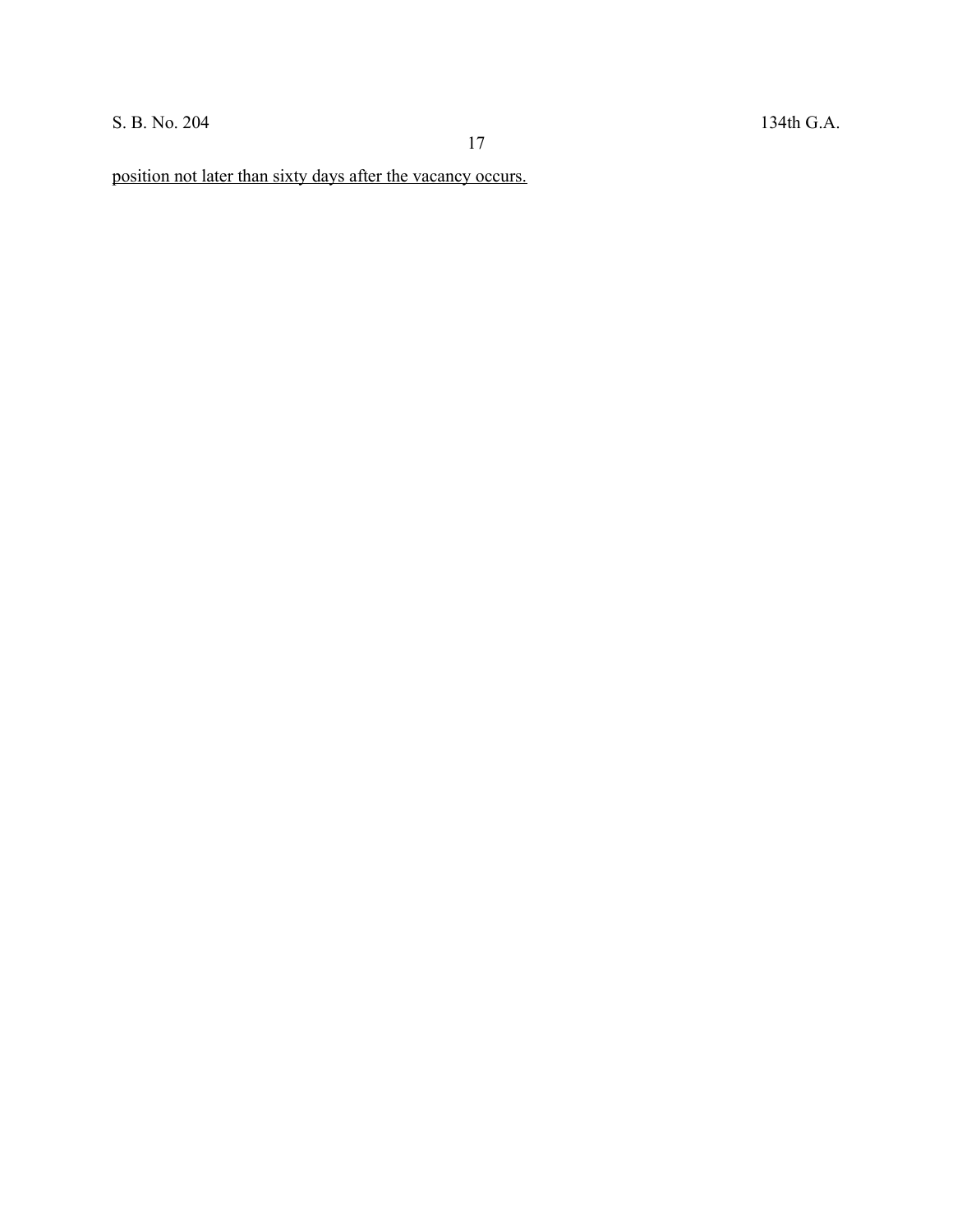position not later than sixty days after the vacancy occurs.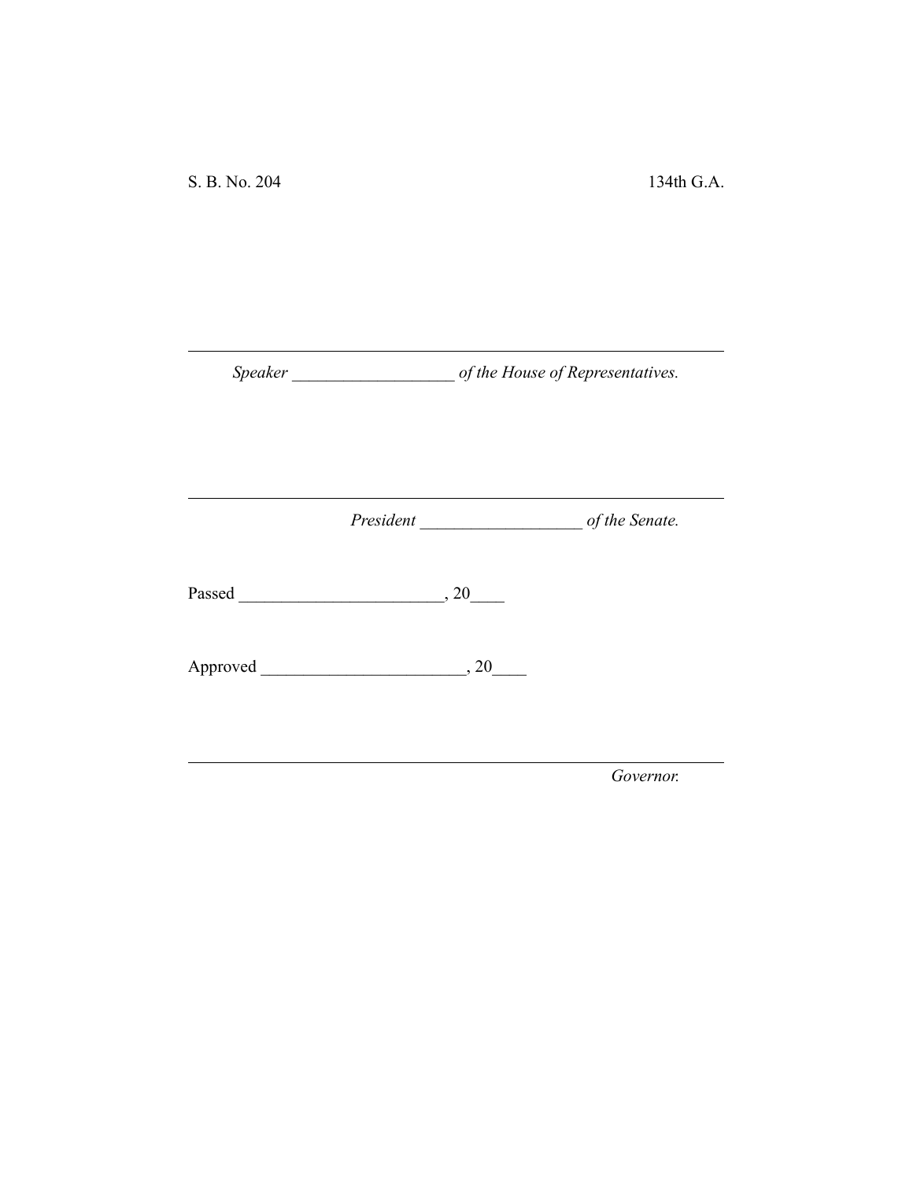S. B. No. 204 134th G.A.

---

*Speaker* ___________________ *of the House of Representatives.*

---

*President* ___________________ *of the Senate.*

Passed ________________________, 20____

Approved ________________________, 20____

---

*Governor.*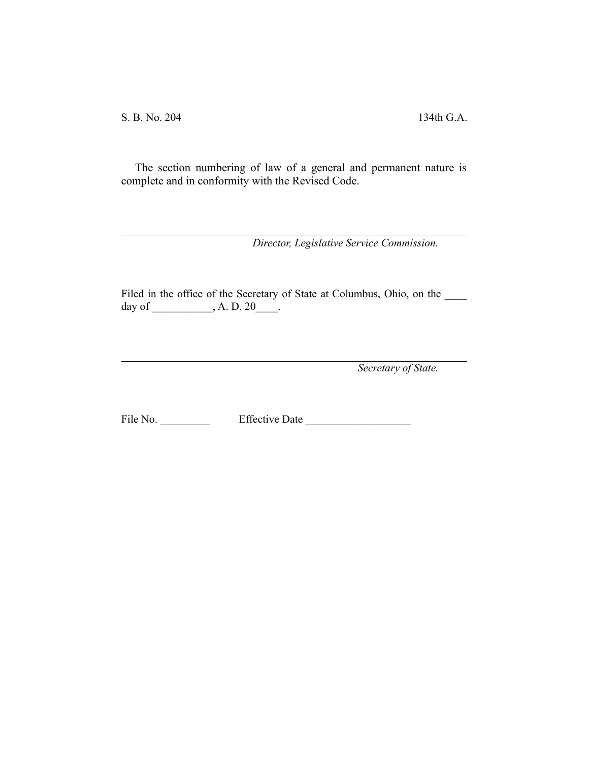S. B. No. 204 134th G.A.

The section numbering of law of a general and permanent nature is complete and in conformity with the Revised Code.

______________________________________

*Director, Legislative Service Commission.*

Filed in the office of the Secretary of State at Columbus, Ohio, on the ____ day of ___________, A. D. 20____.

______________________________________

*Secretary of State.*

File No. _________ Effective Date ___________________